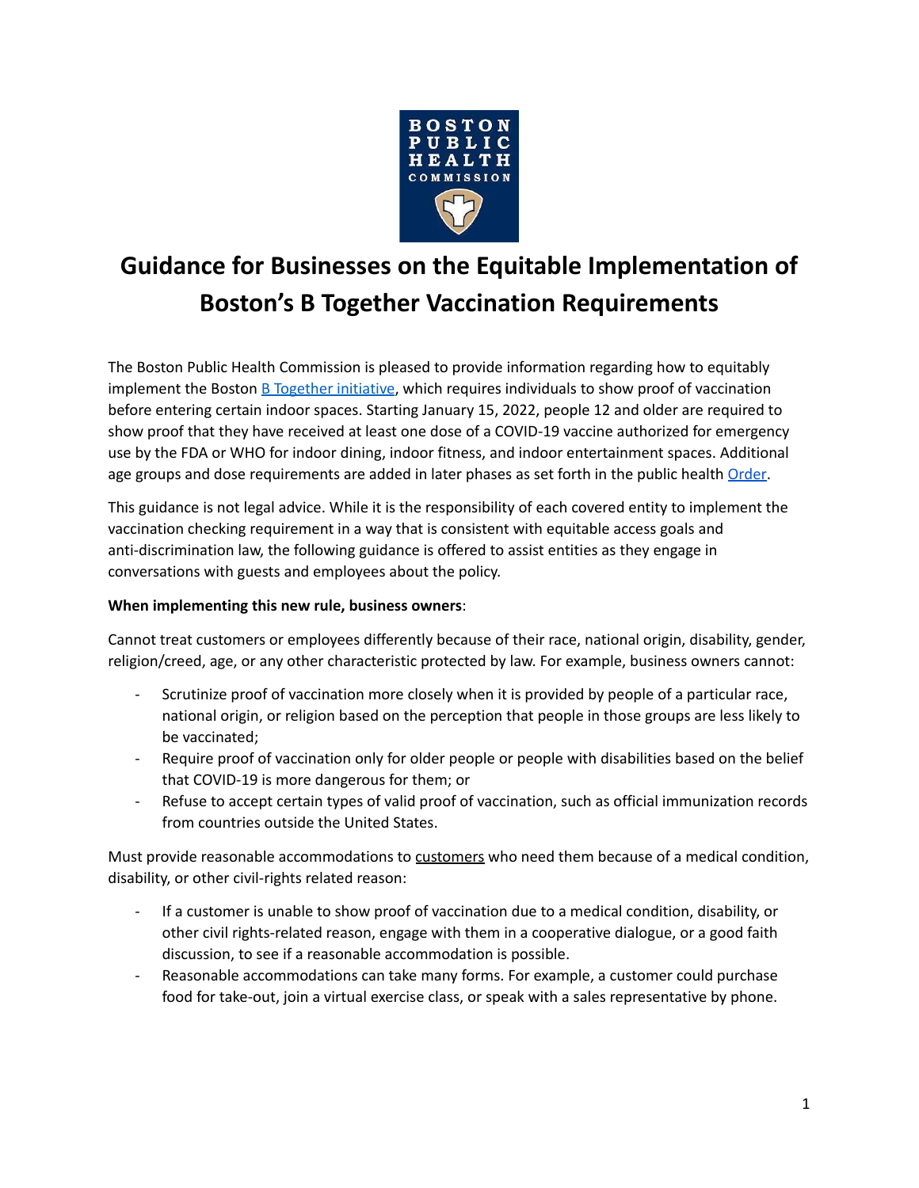# Guidance for Businesses on the Equitable Implementation of Boston's B Together Vaccination Requirements

The Boston Public Health Commission is pleased to provide information regarding how to equitably implement the Boston B Together initiative, which requires individuals to show proof of vaccination before entering certain indoor spaces. Starting January 15, 2022, people 12 and older are required to show proof that they have received at least one dose of a COVID-19 vaccine authorized for emergency use by the FDA or WHO for indoor dining, indoor fitness, and indoor entertainment spaces. Additional age groups and dose requirements are added in later phases as set forth in the public health Order.

This guidance is not legal advice. While it is the responsibility of each covered entity to implement the vaccination checking requirement in a way that is consistent with equitable access goals and anti-discrimination law, the following guidance is offered to assist entities as they engage in conversations with guests and employees about the policy.

**When implementing this new rule, business owners**:

Cannot treat customers or employees differently because of their race, national origin, disability, gender, religion/creed, age, or any other characteristic protected by law. For example, business owners cannot:

- Scrutinize proof of vaccination more closely when it is provided by people of a particular race, national origin, or religion based on the perception that people in those groups are less likely to be vaccinated;
- Require proof of vaccination only for older people or people with disabilities based on the belief that COVID-19 is more dangerous for them; or
- Refuse to accept certain types of valid proof of vaccination, such as official immunization records from countries outside the United States.

Must provide reasonable accommodations to customers who need them because of a medical condition, disability, or other civil-rights related reason:

- If a customer is unable to show proof of vaccination due to a medical condition, disability, or other civil rights-related reason, engage with them in a cooperative dialogue, or a good faith discussion, to see if a reasonable accommodation is possible.
- Reasonable accommodations can take many forms. For example, a customer could purchase food for take-out, join a virtual exercise class, or speak with a sales representative by phone.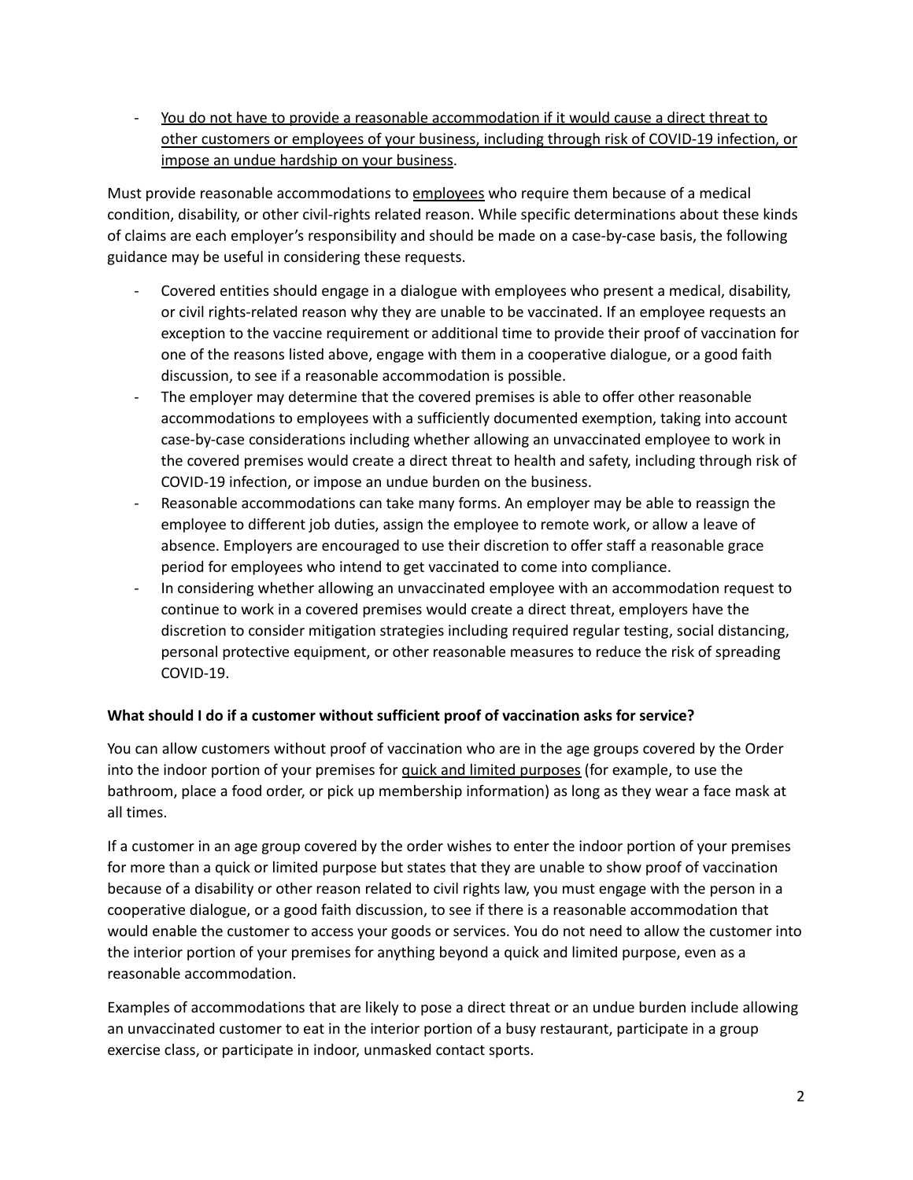- <u>You do not have to provide a reasonable accommodation if it would cause a direct threat to other customers or employees of your business, including through risk of COVID-19 infection, or impose an undue hardship on your business</u>.

Must provide reasonable accommodations to <u>employees</u> who require them because of a medical condition, disability, or other civil-rights related reason. While specific determinations about these kinds of claims are each employer's responsibility and should be made on a case-by-case basis, the following guidance may be useful in considering these requests.

- Covered entities should engage in a dialogue with employees who present a medical, disability, or civil rights-related reason why they are unable to be vaccinated. If an employee requests an exception to the vaccine requirement or additional time to provide their proof of vaccination for one of the reasons listed above, engage with them in a cooperative dialogue, or a good faith discussion, to see if a reasonable accommodation is possible.
- The employer may determine that the covered premises is able to offer other reasonable accommodations to employees with a sufficiently documented exemption, taking into account case-by-case considerations including whether allowing an unvaccinated employee to work in the covered premises would create a direct threat to health and safety, including through risk of COVID-19 infection, or impose an undue burden on the business.
- Reasonable accommodations can take many forms. An employer may be able to reassign the employee to different job duties, assign the employee to remote work, or allow a leave of absence. Employers are encouraged to use their discretion to offer staff a reasonable grace period for employees who intend to get vaccinated to come into compliance.
- In considering whether allowing an unvaccinated employee with an accommodation request to continue to work in a covered premises would create a direct threat, employers have the discretion to consider mitigation strategies including required regular testing, social distancing, personal protective equipment, or other reasonable measures to reduce the risk of spreading COVID-19.

**What should I do if a customer without sufficient proof of vaccination asks for service?**

You can allow customers without proof of vaccination who are in the age groups covered by the Order into the indoor portion of your premises for <u>quick and limited purposes</u> (for example, to use the bathroom, place a food order, or pick up membership information) as long as they wear a face mask at all times.

If a customer in an age group covered by the order wishes to enter the indoor portion of your premises for more than a quick or limited purpose but states that they are unable to show proof of vaccination because of a disability or other reason related to civil rights law, you must engage with the person in a cooperative dialogue, or a good faith discussion, to see if there is a reasonable accommodation that would enable the customer to access your goods or services. You do not need to allow the customer into the interior portion of your premises for anything beyond a quick and limited purpose, even as a reasonable accommodation.

Examples of accommodations that are likely to pose a direct threat or an undue burden include allowing an unvaccinated customer to eat in the interior portion of a busy restaurant, participate in a group exercise class, or participate in indoor, unmasked contact sports.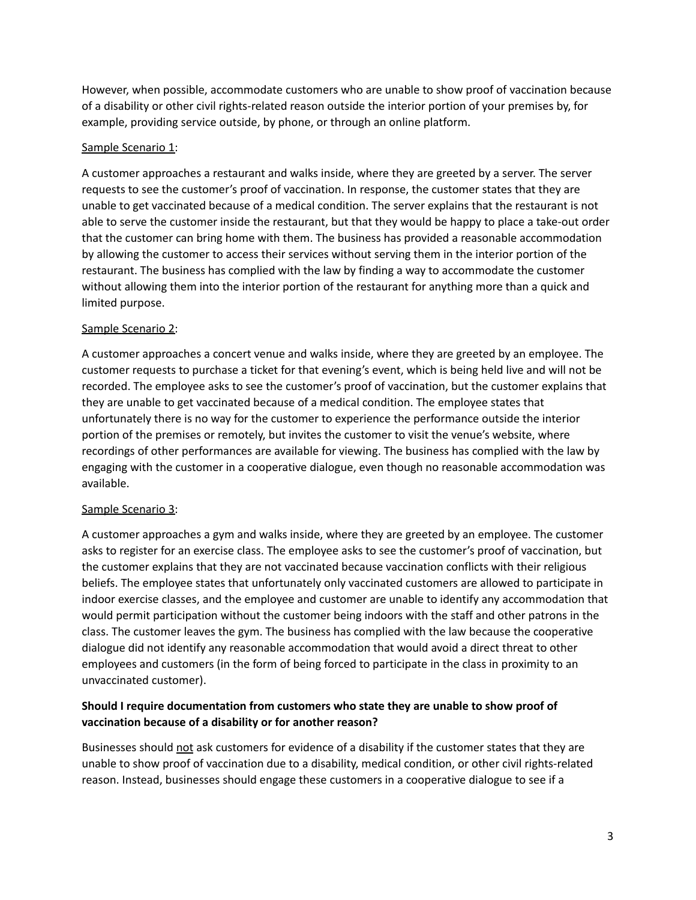However, when possible, accommodate customers who are unable to show proof of vaccination because of a disability or other civil rights-related reason outside the interior portion of your premises by, for example, providing service outside, by phone, or through an online platform.

<u>Sample Scenario 1</u>:

A customer approaches a restaurant and walks inside, where they are greeted by a server. The server requests to see the customer's proof of vaccination. In response, the customer states that they are unable to get vaccinated because of a medical condition. The server explains that the restaurant is not able to serve the customer inside the restaurant, but that they would be happy to place a take-out order that the customer can bring home with them. The business has provided a reasonable accommodation by allowing the customer to access their services without serving them in the interior portion of the restaurant. The business has complied with the law by finding a way to accommodate the customer without allowing them into the interior portion of the restaurant for anything more than a quick and limited purpose.

<u>Sample Scenario 2</u>:

A customer approaches a concert venue and walks inside, where they are greeted by an employee. The customer requests to purchase a ticket for that evening's event, which is being held live and will not be recorded. The employee asks to see the customer's proof of vaccination, but the customer explains that they are unable to get vaccinated because of a medical condition. The employee states that unfortunately there is no way for the customer to experience the performance outside the interior portion of the premises or remotely, but invites the customer to visit the venue's website, where recordings of other performances are available for viewing. The business has complied with the law by engaging with the customer in a cooperative dialogue, even though no reasonable accommodation was available.

<u>Sample Scenario 3</u>:

A customer approaches a gym and walks inside, where they are greeted by an employee. The customer asks to register for an exercise class. The employee asks to see the customer's proof of vaccination, but the customer explains that they are not vaccinated because vaccination conflicts with their religious beliefs. The employee states that unfortunately only vaccinated customers are allowed to participate in indoor exercise classes, and the employee and customer are unable to identify any accommodation that would permit participation without the customer being indoors with the staff and other patrons in the class. The customer leaves the gym. The business has complied with the law because the cooperative dialogue did not identify any reasonable accommodation that would avoid a direct threat to other employees and customers (in the form of being forced to participate in the class in proximity to an unvaccinated customer).

**Should I require documentation from customers who state they are unable to show proof of vaccination because of a disability or for another reason?**

Businesses should <u>not</u> ask customers for evidence of a disability if the customer states that they are unable to show proof of vaccination due to a disability, medical condition, or other civil rights-related reason. Instead, businesses should engage these customers in a cooperative dialogue to see if a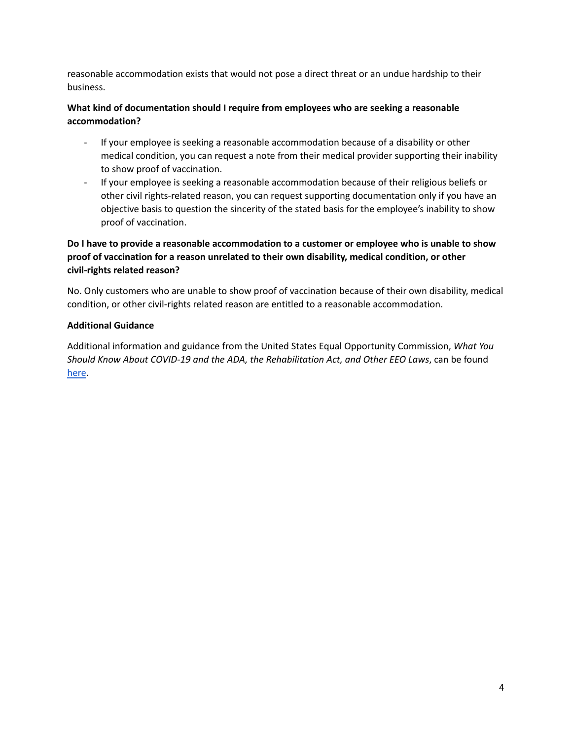reasonable accommodation exists that would not pose a direct threat or an undue hardship to their business.

**What kind of documentation should I require from employees who are seeking a reasonable accommodation?**

- If your employee is seeking a reasonable accommodation because of a disability or other medical condition, you can request a note from their medical provider supporting their inability to show proof of vaccination.
- If your employee is seeking a reasonable accommodation because of their religious beliefs or other civil rights-related reason, you can request supporting documentation only if you have an objective basis to question the sincerity of the stated basis for the employee's inability to show proof of vaccination.

**Do I have to provide a reasonable accommodation to a customer or employee who is unable to show proof of vaccination for a reason unrelated to their own disability, medical condition, or other civil-rights related reason?**

No. Only customers who are unable to show proof of vaccination because of their own disability, medical condition, or other civil-rights related reason are entitled to a reasonable accommodation.

**Additional Guidance**

Additional information and guidance from the United States Equal Opportunity Commission, *What You Should Know About COVID-19 and the ADA, the Rehabilitation Act, and Other EEO Laws*, can be found here.